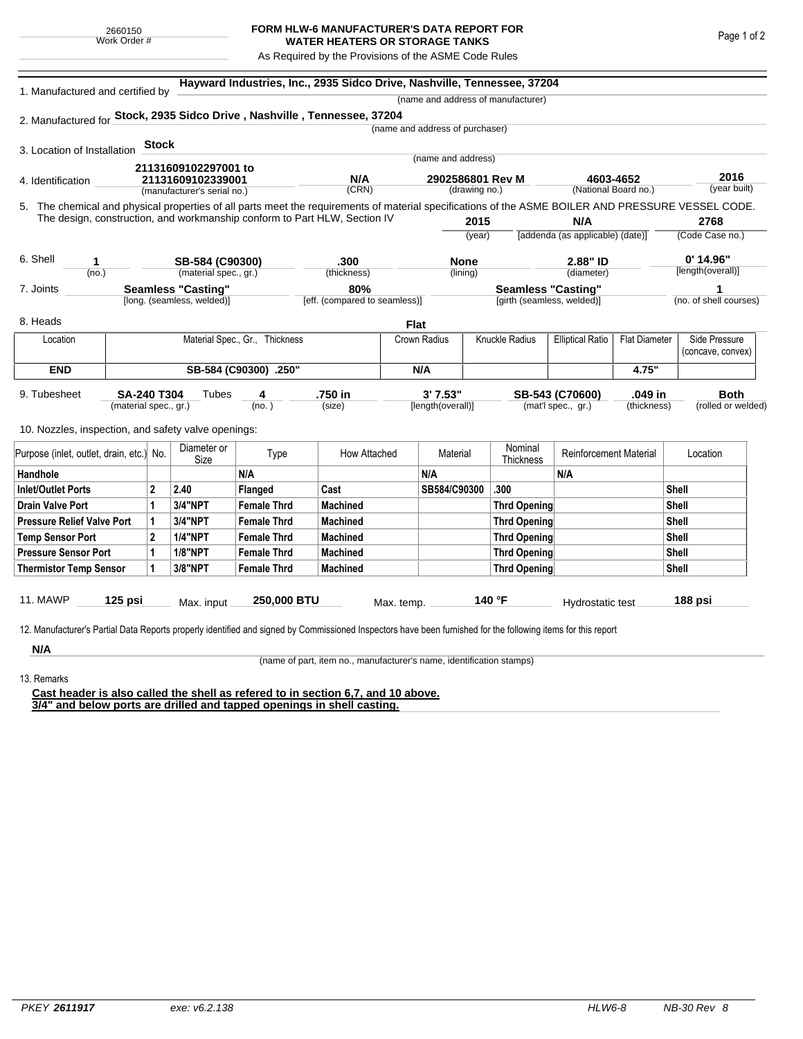2660150
Work Order #

# FORM HLW-6 MANUFACTURER'S DATA REPORT FOR WATER HEATERS OR STORAGE TANKS

As Required by the Provisions of the ASME Code Rules

1. Manufactured and certified by **Hayward Industries, Inc., 2935 Sidco Drive, Nashville, Tennessee, 37204**
(name and address of manufacturer)

2. Manufactured for **Stock, 2935 Sidco Drive , Nashville , Tennessee, 37204**
(name and address of purchaser)

3. Location of Installation **Stock**
(name and address)

4. Identification **21131609102297001 to 21131609102339001** (manufacturer's serial no.) **N/A** (CRN) **2902586801 Rev M** (drawing no.) **4603-4652** (National Board no.) **2016** (year built)

5. The chemical and physical properties of all parts meet the requirements of material specifications of the ASME BOILER AND PRESSURE VESSEL CODE. The design, construction, and workmanship conform to Part HLW, Section IV **2015** (year) **N/A** [addenda (as applicable) (date)] **2768** (Code Case no.)

6. Shell **1** (no.) **SB-584 (C90300)** (material spec., gr.) **.300** (thickness) **None** (lining) **2.88" ID** (diameter) **0' 14.96"** [length(overall)]

7. Joints **Seamless "Casting"** [long. (seamless, welded)] **80%** [eff. (compared to seamless)] **Seamless "Casting"** [girth (seamless, welded)] **1** (no. of shell courses)

8. Heads **Flat**

| Location | Material Spec., Gr., Thickness | Crown Radius | Knuckle Radius | Elliptical Ratio | Flat Diameter | Side Pressure (concave, convex) |
|---|---|---|---|---|---|---|
| **END** | **SB-584 (C90300) .250"** | **N/A** | | | **4.75"** | |

9. Tubesheet **SA-240 T304** (material spec., gr.) Tubes **4** (no.) **.750 in** (size) **3' 7.53"** [length(overall)] **SB-543 (C70600)** (mat'l spec., gr.) **.049 in** (thickness) **Both** (rolled or welded)

10. Nozzles, inspection, and safety valve openings:

| Purpose (inlet, outlet, drain, etc.) | No. | Diameter or Size | Type | How Attached | Material | Nominal Thickness | Reinforcement Material | Location |
|---|---|---|---|---|---|---|---|---|
| **Handhole** | | | **N/A** | | **N/A** | | **N/A** | |
| **Inlet/Outlet Ports** | **2** | **2.40** | **Flanged** | **Cast** | **SB584/C90300** | **.300** | | **Shell** |
| **Drain Valve Port** | **1** | **3/4"NPT** | **Female Thrd** | **Machined** | | **Thrd Opening** | | **Shell** |
| **Pressure Relief Valve Port** | **1** | **3/4"NPT** | **Female Thrd** | **Machined** | | **Thrd Opening** | | **Shell** |
| **Temp Sensor Port** | **2** | **1/4"NPT** | **Female Thrd** | **Machined** | | **Thrd Opening** | | **Shell** |
| **Pressure Sensor Port** | **1** | **1/8"NPT** | **Female Thrd** | **Machined** | | **Thrd Opening** | | **Shell** |
| **Thermistor Temp Sensor** | **1** | **3/8"NPT** | **Female Thrd** | **Machined** | | **Thrd Opening** | | **Shell** |

11. MAWP **125 psi** Max. input **250,000 BTU** Max. temp. **140 °F** Hydrostatic test **188 psi**

12. Manufacturer's Partial Data Reports properly identified and signed by Commissioned Inspectors have been furnished for the following items for this report

**N/A**
(name of part, item no., manufacturer's name, identification stamps)

13. Remarks

**Cast header is also called the shell as refered to in section 6,7, and 10 above.**
**3/4" and below ports are drilled and tapped openings in shell casting.**

*PKEY* ***2611917*** *exe: v6.2.138* *HLW6-8* *NB-30 Rev 8*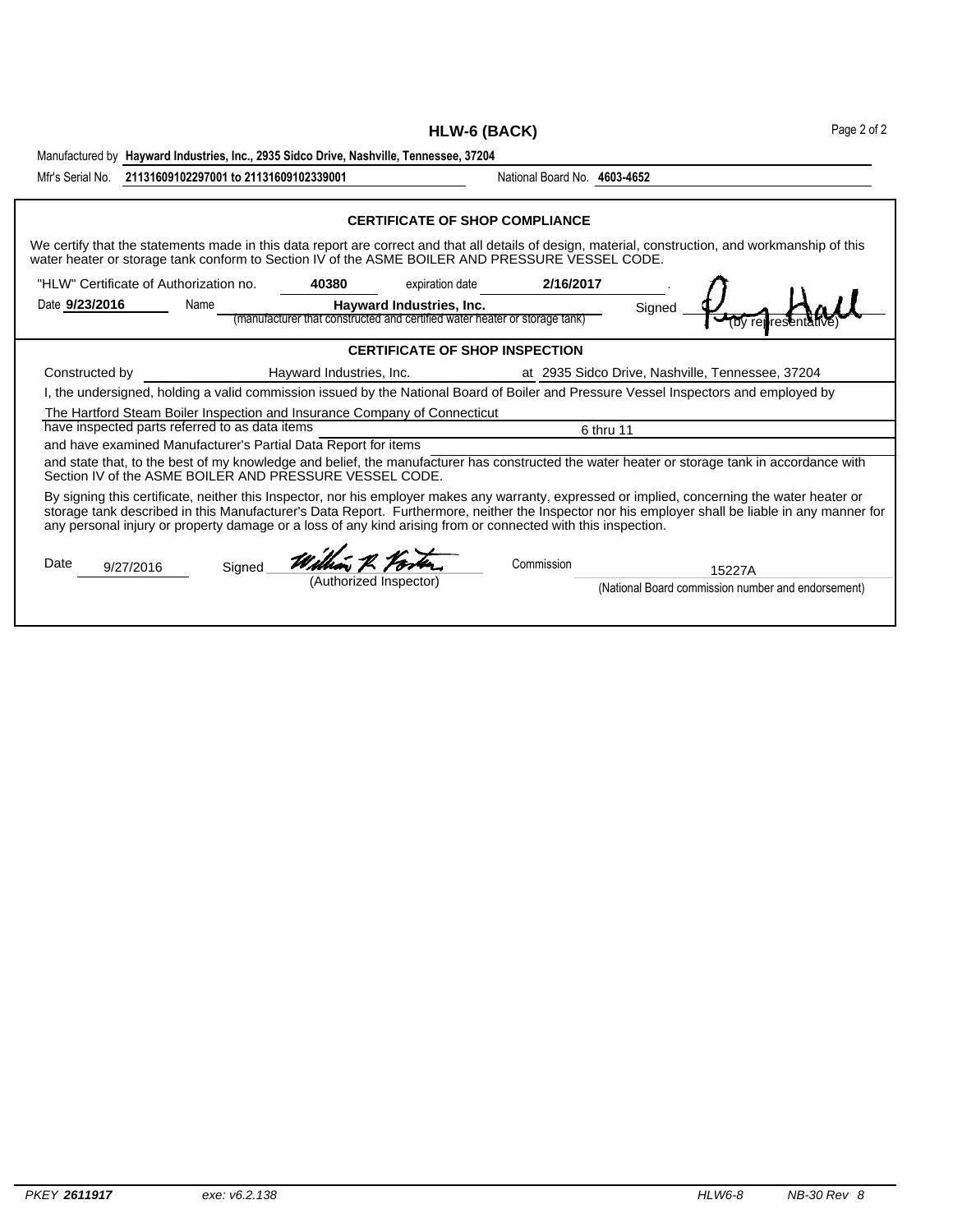# HLW-6 (BACK)

Manufactured by **Hayward Industries, Inc., 2935 Sidco Drive, Nashville, Tennessee, 37204**

Mfr's Serial No. **21131609102297001 to 21131609102339001** National Board No. **4603-4652**

## CERTIFICATE OF SHOP COMPLIANCE

We certify that the statements made in this data report are correct and that all details of design, material, construction, and workmanship of this water heater or storage tank conform to Section IV of the ASME BOILER AND PRESSURE VESSEL CODE.

"HLW" Certificate of Authorization no. **40380** expiration date **2/16/2017**

Date **9/23/2016** Name **Hayward Industries, Inc.** (manufacturer that constructed and certified water heater or storage tank) Signed Perry Hall (by representative)

## CERTIFICATE OF SHOP INSPECTION

Constructed by Hayward Industries, Inc. at 2935 Sidco Drive, Nashville, Tennessee, 37204

I, the undersigned, holding a valid commission issued by the National Board of Boiler and Pressure Vessel Inspectors and employed by The Hartford Steam Boiler Inspection and Insurance Company of Connecticut have inspected parts referred to as data items 6 thru 11 and have examined Manufacturer's Partial Data Report for items

and state that, to the best of my knowledge and belief, the manufacturer has constructed the water heater or storage tank in accordance with Section IV of the ASME BOILER AND PRESSURE VESSEL CODE.

By signing this certificate, neither this Inspector, nor his employer makes any warranty, expressed or implied, concerning the water heater or storage tank described in this Manufacturer's Data Report. Furthermore, neither the Inspector nor his employer shall be liable in any manner for any personal injury or property damage or a loss of any kind arising from or connected with this inspection.

Date 9/27/2016 Signed William R. Foster (Authorized Inspector) Commission 15227A (National Board commission number and endorsement)

PKEY 2611917 exe: v6.2.138 HLW6-8 NB-30 Rev 8